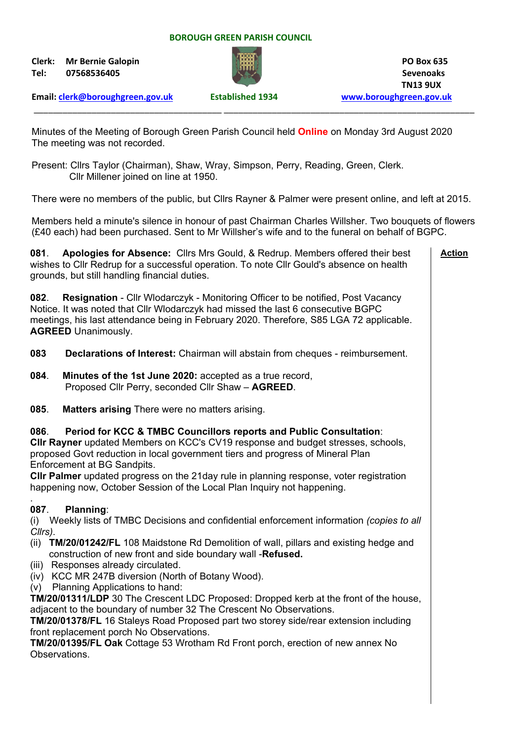**BOROUGH GREEN PARISH COUNCIL**

**Clerk:** Mr Bernie Galopin
**Tel:** 07568536405

**Established 1934**

PO Box 635
Sevenoaks
TN13 9UX

**Email:** clerk@boroughgreen.gov.uk

www.boroughgreen.gov.uk

---

Minutes of the Meeting of Borough Green Parish Council held **Online** on Monday 3rd August 2020
The meeting was not recorded.

Present: Cllrs Taylor (Chairman), Shaw, Wray, Simpson, Perry, Reading, Green, Clerk.
Cllr Millener joined on line at 1950.

There were no members of the public, but Cllrs Rayner & Palmer were present online, and left at 2015.

Members held a minute's silence in honour of past Chairman Charles Willsher. Two bouquets of flowers (£40 each) had been purchased. Sent to Mr Willsher's wife and to the funeral on behalf of BGPC.

**Action**

**081**. **Apologies for Absence:** Cllrs Mrs Gould, & Redrup. Members offered their best wishes to Cllr Redrup for a successful operation. To note Cllr Gould's absence on health grounds, but still handling financial duties.

**082**. **Resignation** - Cllr Wlodarczyk - Monitoring Officer to be notified, Post Vacancy Notice. It was noted that Cllr Wlodarczyk had missed the last 6 consecutive BGPC meetings, his last attendance being in February 2020. Therefore, S85 LGA 72 applicable. **AGREED** Unanimously.

**083** **Declarations of Interest:** Chairman will abstain from cheques - reimbursement.

**084**. **Minutes of the 1st June 2020:** accepted as a true record,
Proposed Cllr Perry, seconded Cllr Shaw – **AGREED**.

**085**. **Matters arising** There were no matters arising.

**086**. **Period for KCC & TMBC Councillors reports and Public Consultation**:
**Cllr Rayner** updated Members on KCC's CV19 response and budget stresses, schools, proposed Govt reduction in local government tiers and progress of Mineral Plan Enforcement at BG Sandpits.
**Cllr Palmer** updated progress on the 21day rule in planning response, voter registration happening now, October Session of the Local Plan Inquiry not happening.

**087**. **Planning**:
(i) Weekly lists of TMBC Decisions and confidential enforcement information *(copies to all Cllrs)*.
(ii) **TM/20/01242/FL** 108 Maidstone Rd Demolition of wall, pillars and existing hedge and construction of new front and side boundary wall -**Refused.**
(iii) Responses already circulated.
(iv) KCC MR 247B diversion (North of Botany Wood).
(v) Planning Applications to hand:

**TM/20/01311/LDP** 30 The Crescent LDC Proposed: Dropped kerb at the front of the house, adjacent to the boundary of number 32 The Crescent No Observations.
**TM/20/01378/FL** 16 Staleys Road Proposed part two storey side/rear extension including front replacement porch No Observations.
**TM/20/01395/FL Oak** Cottage 53 Wrotham Rd Front porch, erection of new annex No Observations.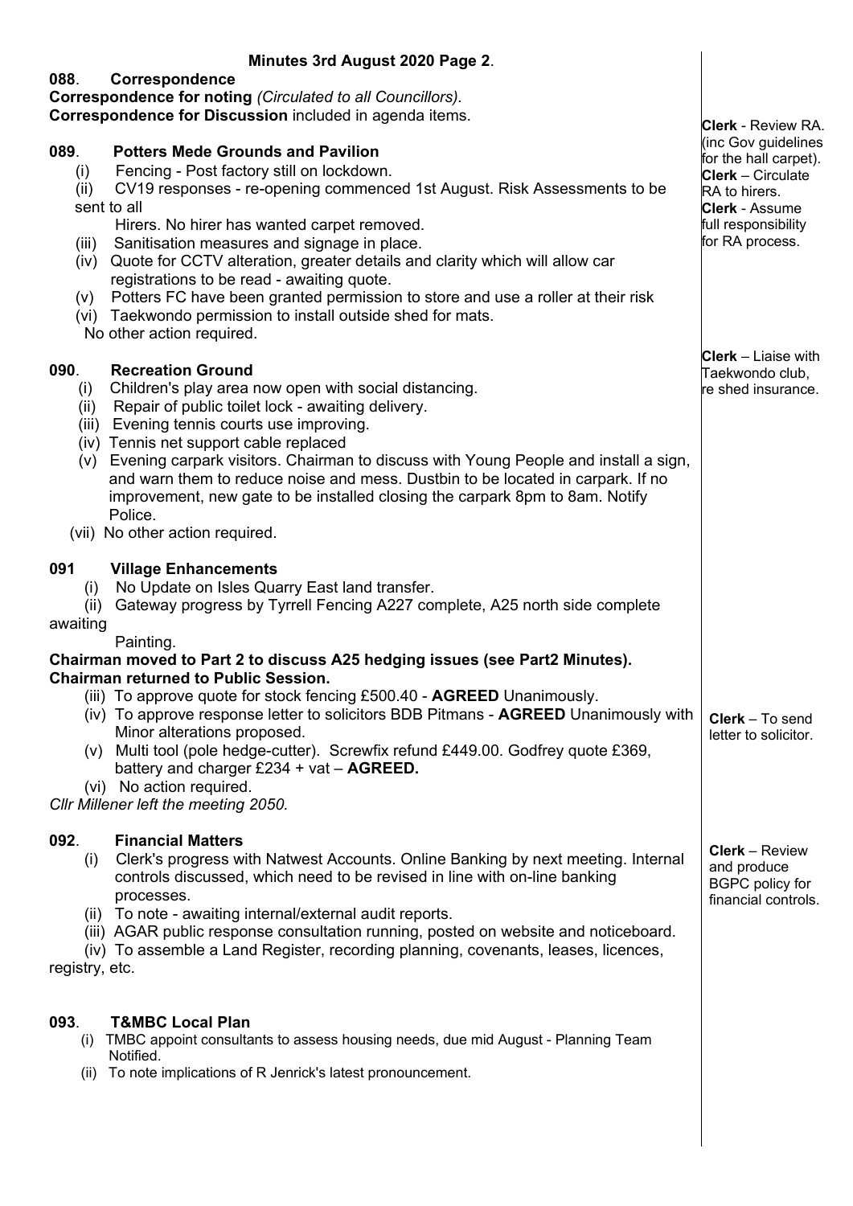**Minutes 3rd August 2020 Page 2**.

**088**. **Correspondence**

**Correspondence for noting** *(Circulated to all Councillors).*

**Correspondence for Discussion** included in agenda items.

**089**. **Potters Mede Grounds and Pavilion**

(i) Fencing - Post factory still on lockdown.

(ii) CV19 responses - re-opening commenced 1st August. Risk Assessments to be sent to all Hirers. No hirer has wanted carpet removed.

(iii) Sanitisation measures and signage in place.

(iv) Quote for CCTV alteration, greater details and clarity which will allow car registrations to be read - awaiting quote.

(v) Potters FC have been granted permission to store and use a roller at their risk

(vi) Taekwondo permission to install outside shed for mats.

No other action required.

**Clerk** - Review RA. (inc Gov guidelines for the hall carpet).
**Clerk** – Circulate RA to hirers.
**Clerk** - Assume full responsibility for RA process.

**Clerk** – Liaise with Taekwondo club, re shed insurance.

**090**. **Recreation Ground**

(i) Children's play area now open with social distancing.

(ii) Repair of public toilet lock - awaiting delivery.

(iii) Evening tennis courts use improving.

(iv) Tennis net support cable replaced

(v) Evening carpark visitors. Chairman to discuss with Young People and install a sign, and warn them to reduce noise and mess. Dustbin to be located in carpark. If no improvement, new gate to be installed closing the carpark 8pm to 8am. Notify Police.

(vii) No other action required.

**091** **Village Enhancements**

(i) No Update on Isles Quarry East land transfer.

(ii) Gateway progress by Tyrrell Fencing A227 complete, A25 north side complete awaiting Painting.

**Chairman moved to Part 2 to discuss A25 hedging issues (see Part2 Minutes).**
**Chairman returned to Public Session.**

(iii) To approve quote for stock fencing £500.40 - **AGREED** Unanimously.

(iv) To approve response letter to solicitors BDB Pitmans - **AGREED** Unanimously with Minor alterations proposed.

(v) Multi tool (pole hedge-cutter). Screwfix refund £449.00. Godfrey quote £369, battery and charger £234 + vat – **AGREED.**

(vi) No action required.

*Cllr Millener left the meeting 2050.*

**Clerk** – To send letter to solicitor.

**092**. **Financial Matters**

(i) Clerk's progress with Natwest Accounts. Online Banking by next meeting. Internal controls discussed, which need to be revised in line with on-line banking processes.

(ii) To note - awaiting internal/external audit reports.

(iii) AGAR public response consultation running, posted on website and noticeboard.

(iv) To assemble a Land Register, recording planning, covenants, leases, licences, registry, etc.

**Clerk** – Review and produce BGPC policy for financial controls.

**093**. **T&MBC Local Plan**

(i) TMBC appoint consultants to assess housing needs, due mid August - Planning Team Notified.

(ii) To note implications of R Jenrick's latest pronouncement.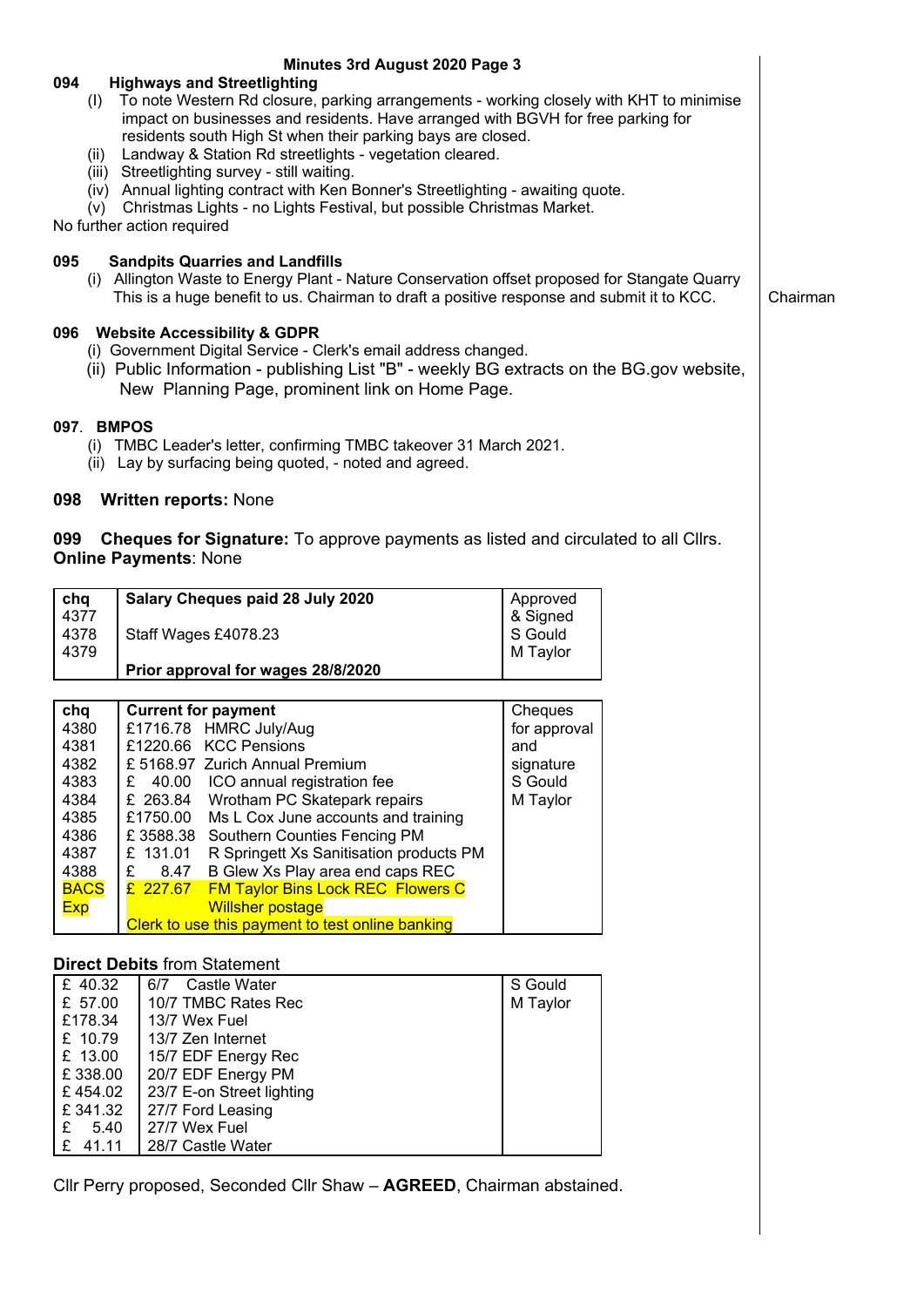**Minutes 3rd August 2020**

### 094 Highways and Streetlighting

(I) To note Western Rd closure, parking arrangements - working closely with KHT to minimise impact on businesses and residents. Have arranged with BGVH for free parking for residents south High St when their parking bays are closed.
(ii) Landway & Station Rd streetlights - vegetation cleared.
(iii) Streetlighting survey - still waiting.
(iv) Annual lighting contract with Ken Bonner's Streetlighting - awaiting quote.
(v) Christmas Lights - no Lights Festival, but possible Christmas Market.

No further action required

### 095 Sandpits Quarries and Landfills

(i) Allington Waste to Energy Plant - Nature Conservation offset proposed for Stangate Quarry This is a huge benefit to us. Chairman to draft a positive response and submit it to KCC. — **Action: Chairman**

### 096 Website Accessibility & GDPR

(i) Government Digital Service - Clerk's email address changed.
(ii) Public Information - publishing List "B" - weekly BG extracts on the BG.gov website, New Planning Page, prominent link on Home Page.

### 097. BMPOS

(i) TMBC Leader's letter, confirming TMBC takeover 31 March 2021.
(ii) Lay by surfacing being quoted, - noted and agreed.

### 098 Written reports: None

### 099 Cheques for Signature: To approve payments as listed and circulated to all Cllrs.

**Online Payments**: None

| chq | Salary Cheques paid 28 July 2020 | Approved & Signed |
|---|---|---|
| 4377 4378 4379 | Staff Wages £4078.23 | S Gould M Taylor |
| | **Prior approval for wages 28/8/2020** | |

| chq | Current for payment | Cheques for approval and signature |
|---|---|---|
| 4380 | £1716.78 HMRC July/Aug | S Gould M Taylor |
| 4381 | £1220.66 KCC Pensions | |
| 4382 | £ 5168.97 Zurich Annual Premium | |
| 4383 | £ 40.00 ICO annual registration fee | |
| 4384 | £ 263.84 Wrotham PC Skatepark repairs | |
| 4385 | £1750.00 Ms L Cox June accounts and training | |
| 4386 | £ 3588.38 Southern Counties Fencing PM | |
| 4387 | £ 131.01 R Springett Xs Sanitisation products PM | |
| 4388 | £ 8.47 B Glew Xs Play area end caps REC | |
| BACS Exp | £ 227.67 FM Taylor Bins Lock REC Flowers C Willsher postage<br>Clerk to use this payment to test online banking | |

**Direct Debits** from Statement

| Amount | Date / Payee | Signed |
|---|---|---|
| £ 40.32 | 6/7 Castle Water | S Gould M Taylor |
| £ 57.00 | 10/7 TMBC Rates Rec | |
| £178.34 | 13/7 Wex Fuel | |
| £ 10.79 | 13/7 Zen Internet | |
| £ 13.00 | 15/7 EDF Energy Rec | |
| £ 338.00 | 20/7 EDF Energy PM | |
| £ 454.02 | 23/7 E-on Street lighting | |
| £ 341.32 | 27/7 Ford Leasing | |
| £ 5.40 | 27/7 Wex Fuel | |
| £ 41.11 | 28/7 Castle Water | |

Cllr Perry proposed, Seconded Cllr Shaw – **AGREED**, Chairman abstained.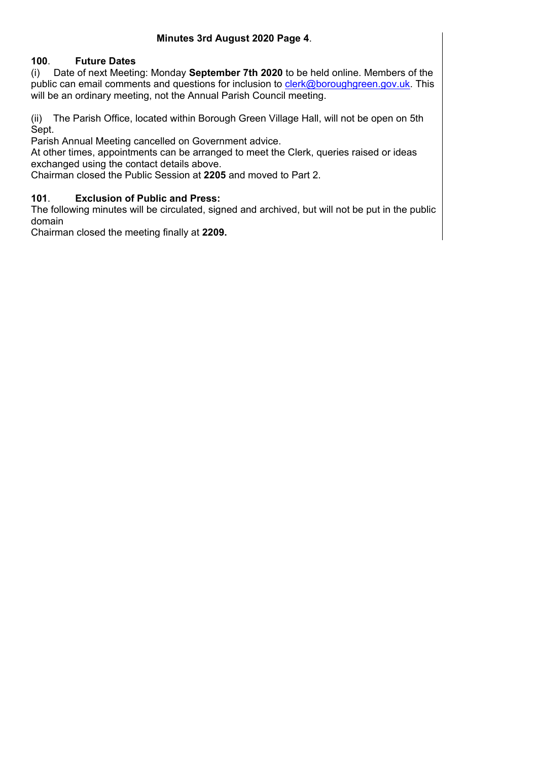**100**. **Future Dates**

(i) Date of next Meeting: Monday **September 7th 2020** to be held online. Members of the public can email comments and questions for inclusion to clerk@boroughgreen.gov.uk. This will be an ordinary meeting, not the Annual Parish Council meeting.

(ii) The Parish Office, located within Borough Green Village Hall, will not be open on 5th Sept.

Parish Annual Meeting cancelled on Government advice.

At other times, appointments can be arranged to meet the Clerk, queries raised or ideas exchanged using the contact details above.

Chairman closed the Public Session at **2205** and moved to Part 2.

**101**. **Exclusion of Public and Press:**

The following minutes will be circulated, signed and archived, but will not be put in the public domain

Chairman closed the meeting finally at **2209.**